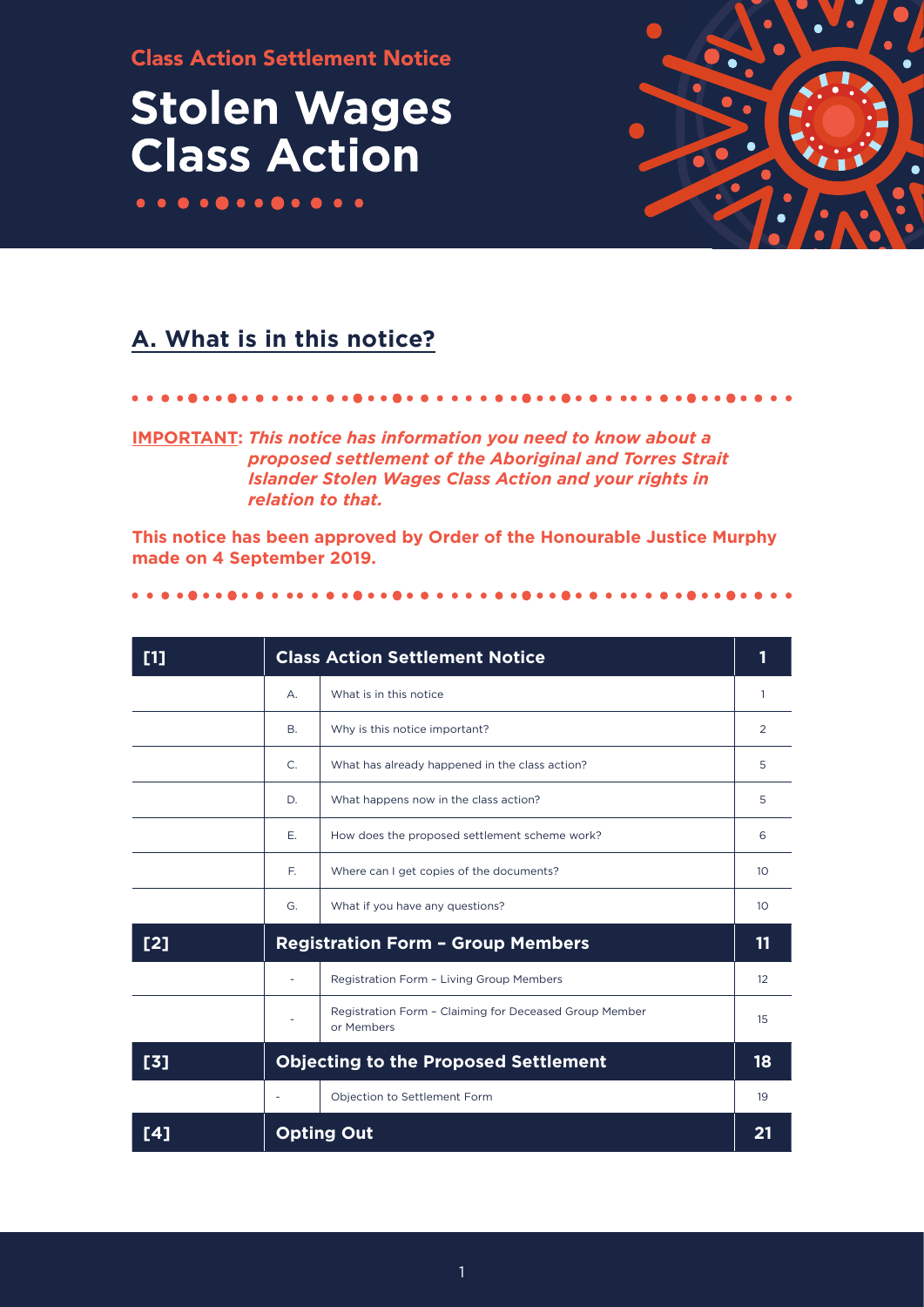Class Action Settlement Notice

# Stolen Wages Class Action

## A. What is in this notice?

**IMPORTANT:** ***This notice has information you need to know about a proposed settlement of the Aboriginal and Torres Strait Islander Stolen Wages Class Action and your rights in relation to that.***

**This notice has been approved by Order of the Honourable Justice Murphy made on 4 September 2019.**

| [1] | Class Action Settlement Notice | | 1 |
|---|---|---|---|
| | A. | What is in this notice | 1 |
| | B. | Why is this notice important? | 2 |
| | C. | What has already happened in the class action? | 5 |
| | D. | What happens now in the class action? | 5 |
| | E. | How does the proposed settlement scheme work? | 6 |
| | F. | Where can I get copies of the documents? | 10 |
| | G. | What if you have any questions? | 10 |
| [2] | Registration Form – Group Members | | 11 |
| | - | Registration Form – Living Group Members | 12 |
| | - | Registration Form – Claiming for Deceased Group Member or Members | 15 |
| [3] | Objecting to the Proposed Settlement | | 18 |
| | - | Objection to Settlement Form | 19 |
| [4] | Opting Out | | 21 |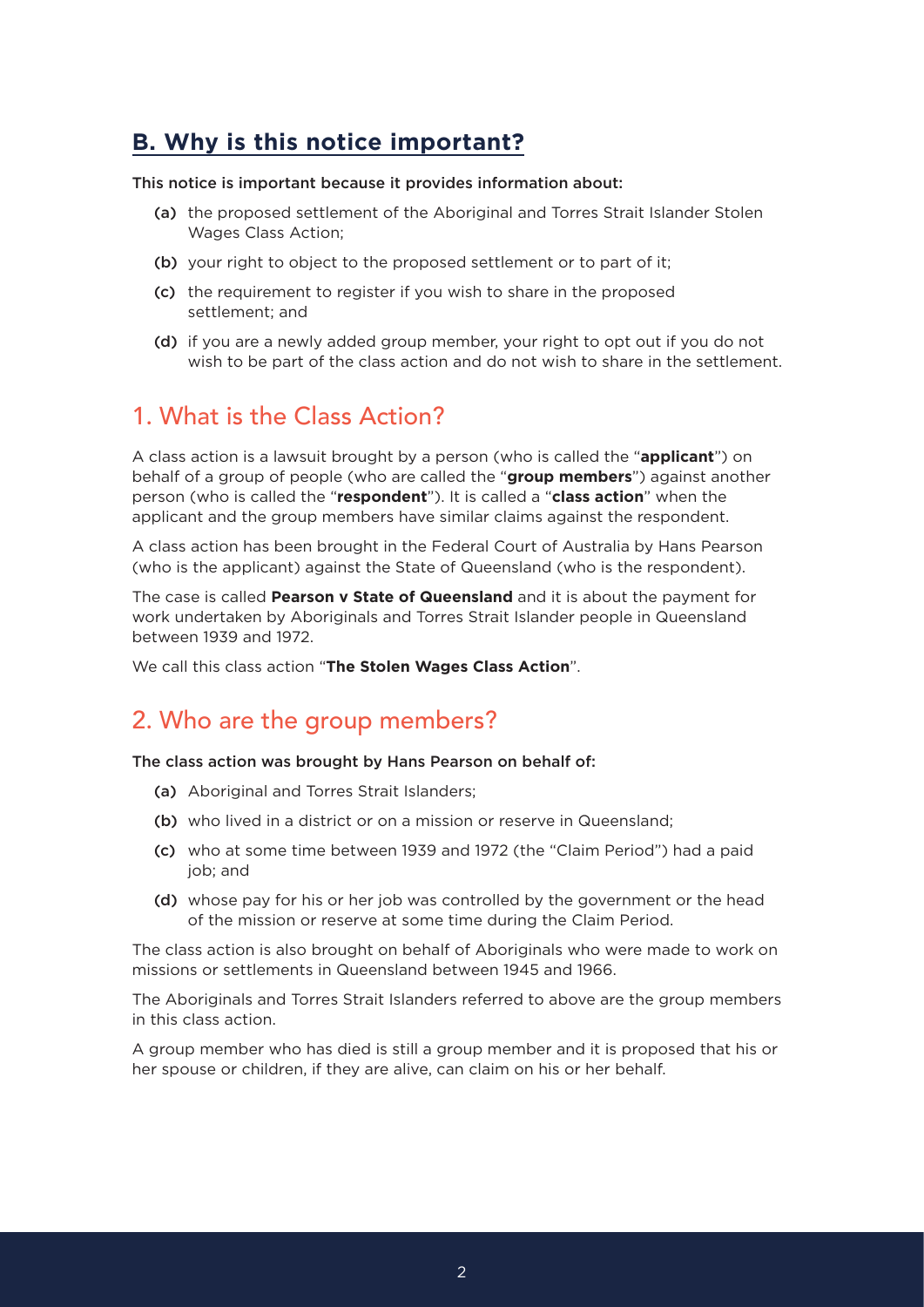## B. Why is this notice important?

This notice is important because it provides information about:

(a) the proposed settlement of the Aboriginal and Torres Strait Islander Stolen Wages Class Action;

(b) your right to object to the proposed settlement or to part of it;

(c) the requirement to register if you wish to share in the proposed settlement; and

(d) if you are a newly added group member, your right to opt out if you do not wish to be part of the class action and do not wish to share in the settlement.

## 1. What is the Class Action?

A class action is a lawsuit brought by a person (who is called the "**applicant**") on behalf of a group of people (who are called the "**group members**") against another person (who is called the "**respondent**"). It is called a "**class action**" when the applicant and the group members have similar claims against the respondent.

A class action has been brought in the Federal Court of Australia by Hans Pearson (who is the applicant) against the State of Queensland (who is the respondent).

The case is called **Pearson v State of Queensland** and it is about the payment for work undertaken by Aboriginals and Torres Strait Islander people in Queensland between 1939 and 1972.

We call this class action "**The Stolen Wages Class Action**".

## 2. Who are the group members?

The class action was brought by Hans Pearson on behalf of:

(a) Aboriginal and Torres Strait Islanders;

(b) who lived in a district or on a mission or reserve in Queensland;

(c) who at some time between 1939 and 1972 (the "Claim Period") had a paid job; and

(d) whose pay for his or her job was controlled by the government or the head of the mission or reserve at some time during the Claim Period.

The class action is also brought on behalf of Aboriginals who were made to work on missions or settlements in Queensland between 1945 and 1966.

The Aboriginals and Torres Strait Islanders referred to above are the group members in this class action.

A group member who has died is still a group member and it is proposed that his or her spouse or children, if they are alive, can claim on his or her behalf.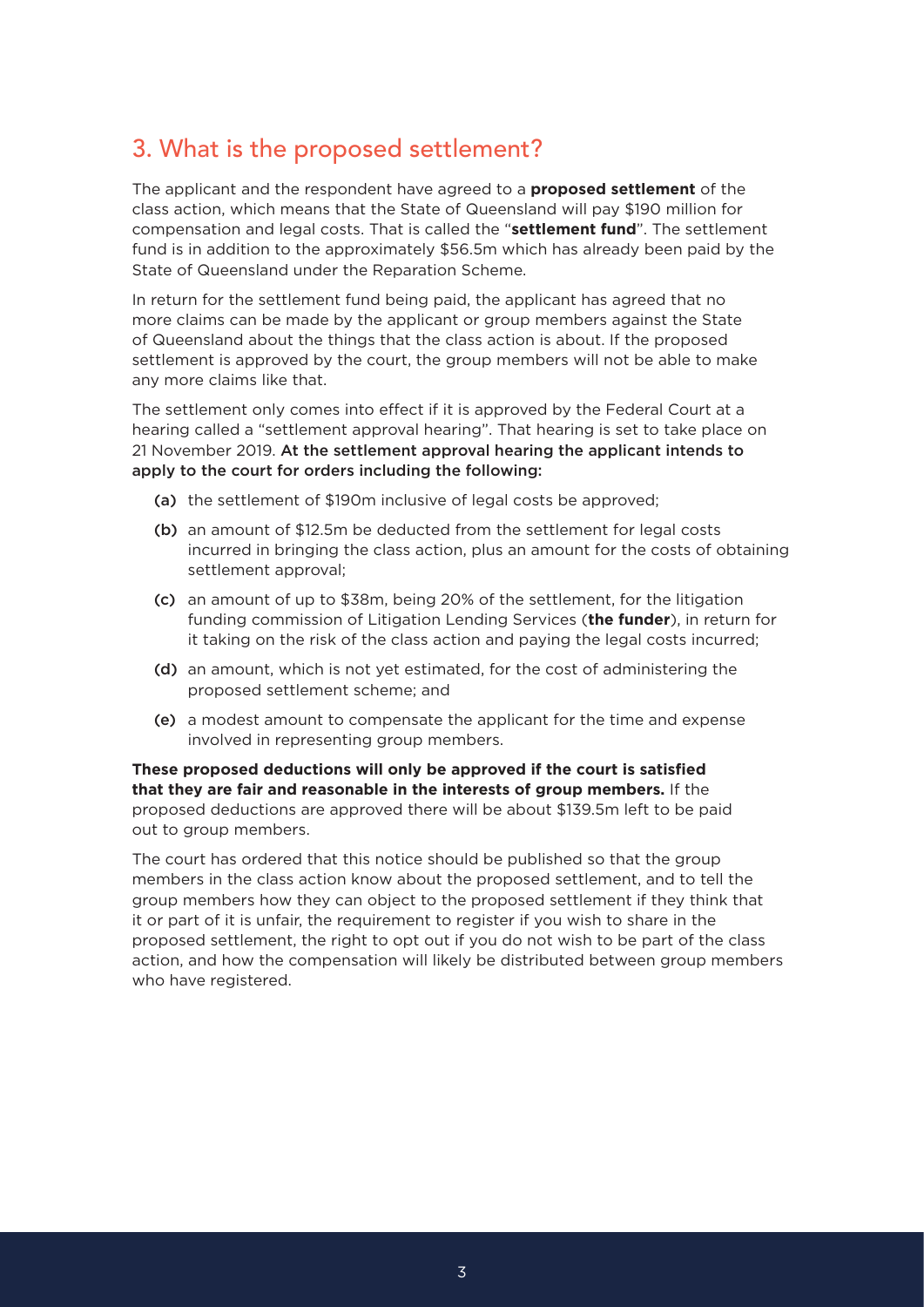## 3. What is the proposed settlement?

The applicant and the respondent have agreed to a **proposed settlement** of the class action, which means that the State of Queensland will pay $190 million for compensation and legal costs. That is called the "**settlement fund**". The settlement fund is in addition to the approximately $56.5m which has already been paid by the State of Queensland under the Reparation Scheme.

In return for the settlement fund being paid, the applicant has agreed that no more claims can be made by the applicant or group members against the State of Queensland about the things that the class action is about. If the proposed settlement is approved by the court, the group members will not be able to make any more claims like that.

The settlement only comes into effect if it is approved by the Federal Court at a hearing called a "settlement approval hearing". That hearing is set to take place on 21 November 2019. At the settlement approval hearing the applicant intends to apply to the court for orders including the following:

- (a) the settlement of $190m inclusive of legal costs be approved;
- (b) an amount of $12.5m be deducted from the settlement for legal costs incurred in bringing the class action, plus an amount for the costs of obtaining settlement approval;
- (c) an amount of up to $38m, being 20% of the settlement, for the litigation funding commission of Litigation Lending Services (**the funder**), in return for it taking on the risk of the class action and paying the legal costs incurred;
- (d) an amount, which is not yet estimated, for the cost of administering the proposed settlement scheme; and
- (e) a modest amount to compensate the applicant for the time and expense involved in representing group members.

**These proposed deductions will only be approved if the court is satisfied that they are fair and reasonable in the interests of group members.** If the proposed deductions are approved there will be about $139.5m left to be paid out to group members.

The court has ordered that this notice should be published so that the group members in the class action know about the proposed settlement, and to tell the group members how they can object to the proposed settlement if they think that it or part of it is unfair, the requirement to register if you wish to share in the proposed settlement, the right to opt out if you do not wish to be part of the class action, and how the compensation will likely be distributed between group members who have registered.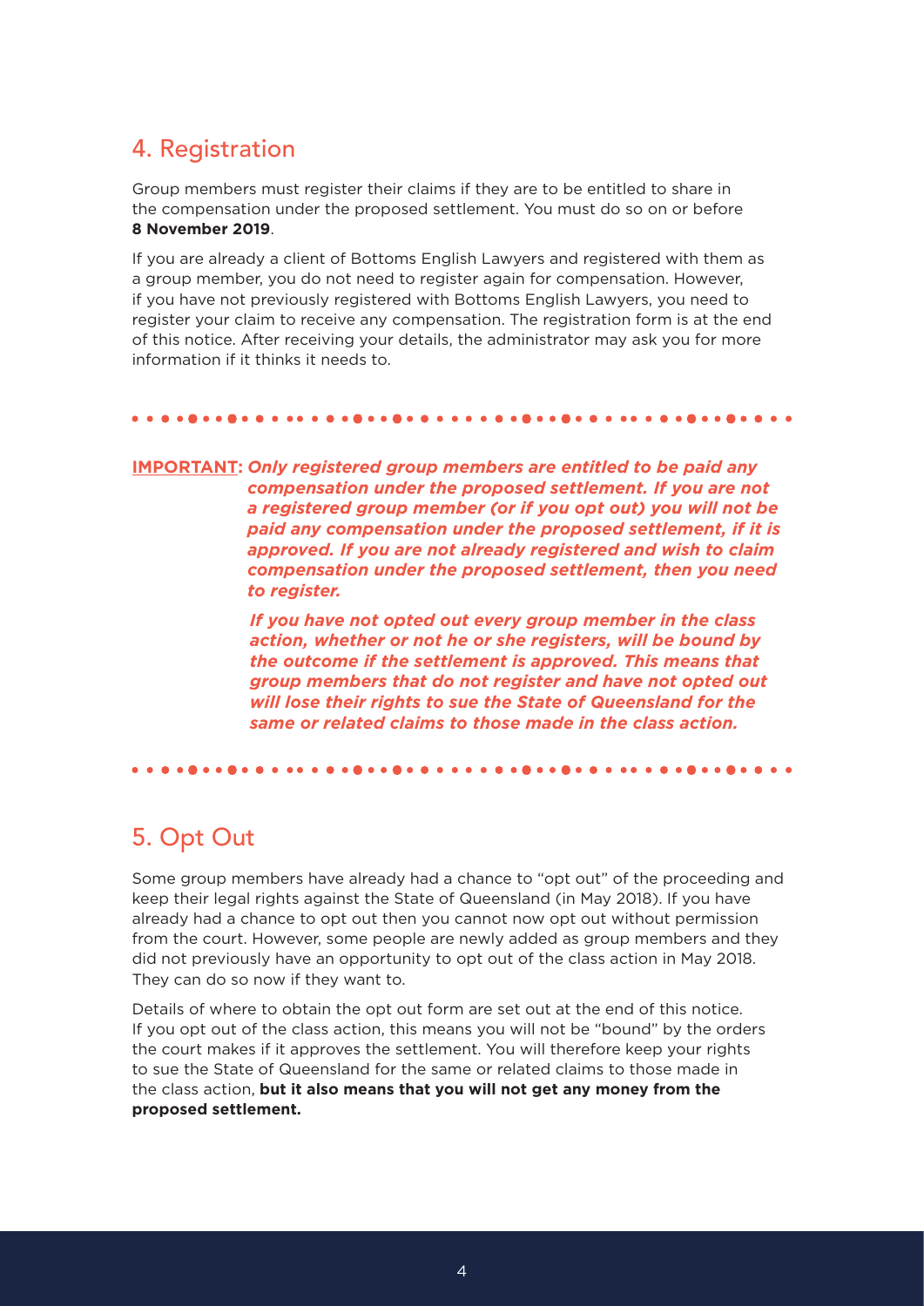## 4. Registration

Group members must register their claims if they are to be entitled to share in the compensation under the proposed settlement. You must do so on or before **8 November 2019**.

If you are already a client of Bottoms English Lawyers and registered with them as a group member, you do not need to register again for compensation. However, if you have not previously registered with Bottoms English Lawyers, you need to register your claim to receive any compensation. The registration form is at the end of this notice. After receiving your details, the administrator may ask you for more information if it thinks it needs to.

**IMPORTANT:** ***Only registered group members are entitled to be paid any compensation under the proposed settlement. If you are not a registered group member (or if you opt out) you will not be paid any compensation under the proposed settlement, if it is approved. If you are not already registered and wish to claim compensation under the proposed settlement, then you need to register.***

***If you have not opted out every group member in the class action, whether or not he or she registers, will be bound by the outcome if the settlement is approved. This means that group members that do not register and have not opted out will lose their rights to sue the State of Queensland for the same or related claims to those made in the class action.***

## 5. Opt Out

Some group members have already had a chance to "opt out" of the proceeding and keep their legal rights against the State of Queensland (in May 2018). If you have already had a chance to opt out then you cannot now opt out without permission from the court. However, some people are newly added as group members and they did not previously have an opportunity to opt out of the class action in May 2018. They can do so now if they want to.

Details of where to obtain the opt out form are set out at the end of this notice. If you opt out of the class action, this means you will not be "bound" by the orders the court makes if it approves the settlement. You will therefore keep your rights to sue the State of Queensland for the same or related claims to those made in the class action, **but it also means that you will not get any money from the proposed settlement.**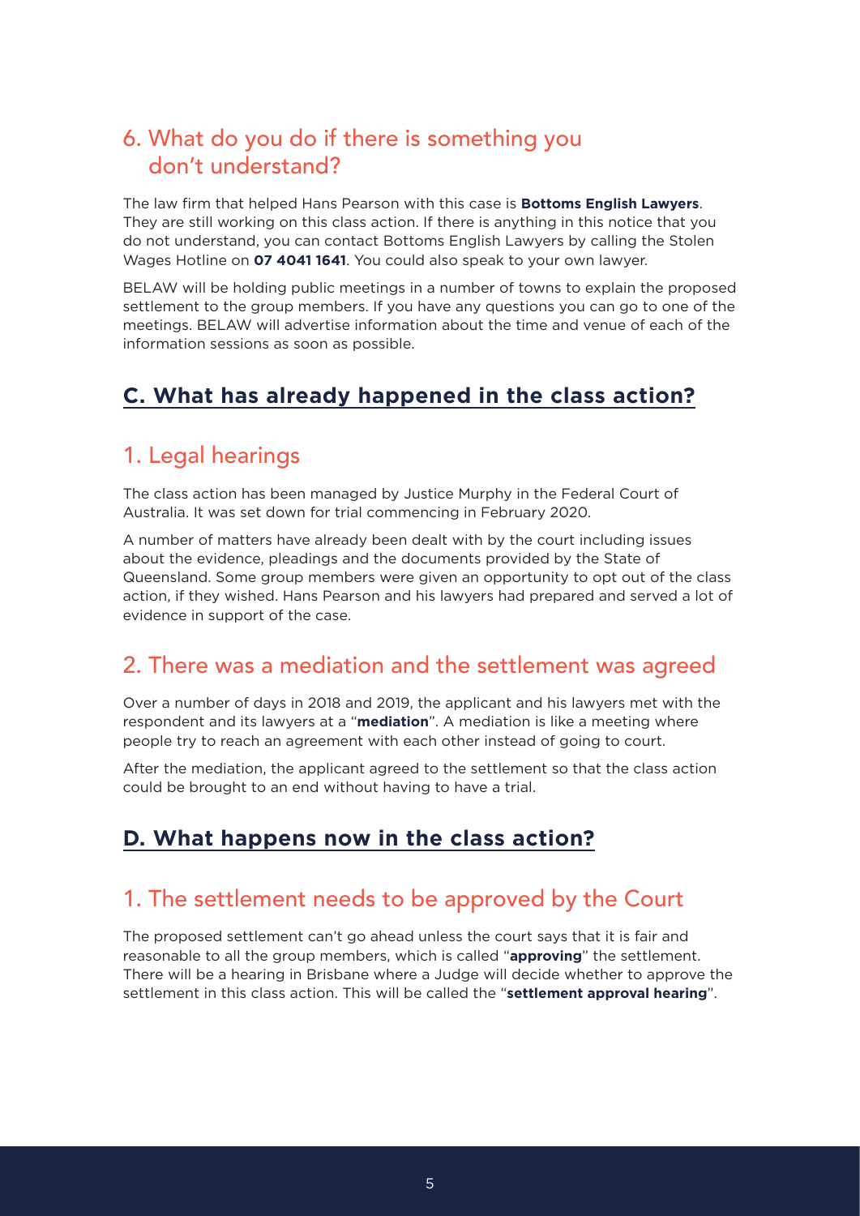### 6. What do you do if there is something you don't understand?

The law firm that helped Hans Pearson with this case is **Bottoms English Lawyers**. They are still working on this class action. If there is anything in this notice that you do not understand, you can contact Bottoms English Lawyers by calling the Stolen Wages Hotline on **07 4041 1641**. You could also speak to your own lawyer.

BELAW will be holding public meetings in a number of towns to explain the proposed settlement to the group members. If you have any questions you can go to one of the meetings. BELAW will advertise information about the time and venue of each of the information sessions as soon as possible.

## C. What has already happened in the class action?

### 1. Legal hearings

The class action has been managed by Justice Murphy in the Federal Court of Australia. It was set down for trial commencing in February 2020.

A number of matters have already been dealt with by the court including issues about the evidence, pleadings and the documents provided by the State of Queensland. Some group members were given an opportunity to opt out of the class action, if they wished. Hans Pearson and his lawyers had prepared and served a lot of evidence in support of the case.

### 2. There was a mediation and the settlement was agreed

Over a number of days in 2018 and 2019, the applicant and his lawyers met with the respondent and its lawyers at a "**mediation**". A mediation is like a meeting where people try to reach an agreement with each other instead of going to court.

After the mediation, the applicant agreed to the settlement so that the class action could be brought to an end without having to have a trial.

## D. What happens now in the class action?

### 1. The settlement needs to be approved by the Court

The proposed settlement can't go ahead unless the court says that it is fair and reasonable to all the group members, which is called "**approving**" the settlement. There will be a hearing in Brisbane where a Judge will decide whether to approve the settlement in this class action. This will be called the "**settlement approval hearing**".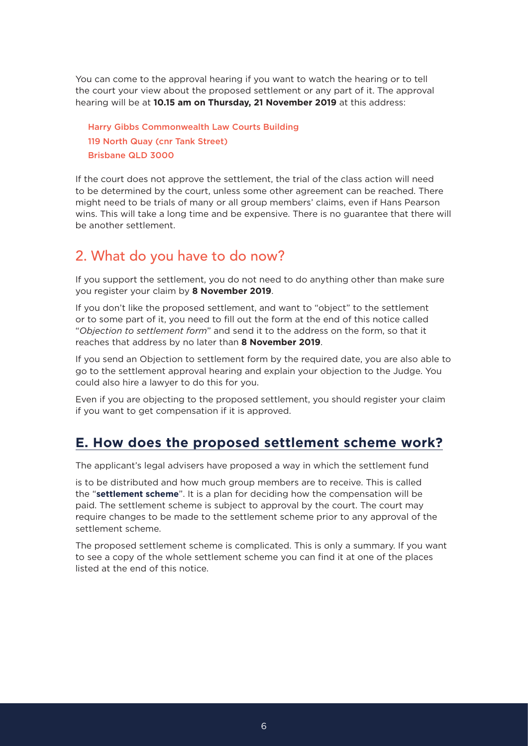You can come to the approval hearing if you want to watch the hearing or to tell the court your view about the proposed settlement or any part of it. The approval hearing will be at **10.15 am on Thursday, 21 November 2019** at this address:

Harry Gibbs Commonwealth Law Courts Building
119 North Quay (cnr Tank Street)
Brisbane QLD 3000

If the court does not approve the settlement, the trial of the class action will need to be determined by the court, unless some other agreement can be reached. There might need to be trials of many or all group members' claims, even if Hans Pearson wins. This will take a long time and be expensive. There is no guarantee that there will be another settlement.

## 2. What do you have to do now?

If you support the settlement, you do not need to do anything other than make sure you register your claim by **8 November 2019**.

If you don't like the proposed settlement, and want to "object" to the settlement or to some part of it, you need to fill out the form at the end of this notice called "*Objection to settlement form*" and send it to the address on the form, so that it reaches that address by no later than **8 November 2019**.

If you send an Objection to settlement form by the required date, you are also able to go to the settlement approval hearing and explain your objection to the Judge. You could also hire a lawyer to do this for you.

Even if you are objecting to the proposed settlement, you should register your claim if you want to get compensation if it is approved.

## E. How does the proposed settlement scheme work?

The applicant's legal advisers have proposed a way in which the settlement fund is to be distributed and how much group members are to receive. This is called the "**settlement scheme**". It is a plan for deciding how the compensation will be paid. The settlement scheme is subject to approval by the court. The court may require changes to be made to the settlement scheme prior to any approval of the settlement scheme.

The proposed settlement scheme is complicated. This is only a summary. If you want to see a copy of the whole settlement scheme you can find it at one of the places listed at the end of this notice.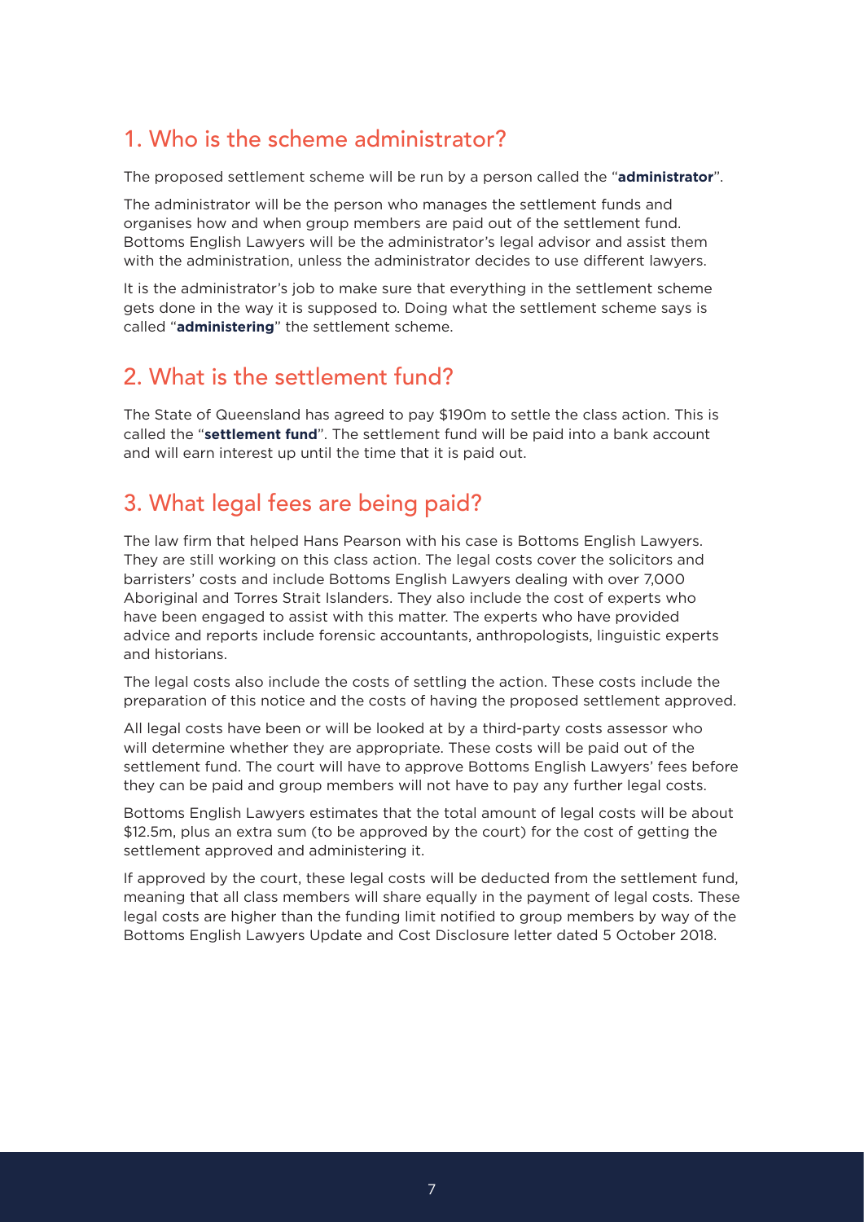## 1. Who is the scheme administrator?

The proposed settlement scheme will be run by a person called the "**administrator**".

The administrator will be the person who manages the settlement funds and organises how and when group members are paid out of the settlement fund. Bottoms English Lawyers will be the administrator's legal advisor and assist them with the administration, unless the administrator decides to use different lawyers.

It is the administrator's job to make sure that everything in the settlement scheme gets done in the way it is supposed to. Doing what the settlement scheme says is called "**administering**" the settlement scheme.

## 2. What is the settlement fund?

The State of Queensland has agreed to pay $190m to settle the class action. This is called the "**settlement fund**". The settlement fund will be paid into a bank account and will earn interest up until the time that it is paid out.

## 3. What legal fees are being paid?

The law firm that helped Hans Pearson with his case is Bottoms English Lawyers. They are still working on this class action. The legal costs cover the solicitors and barristers' costs and include Bottoms English Lawyers dealing with over 7,000 Aboriginal and Torres Strait Islanders. They also include the cost of experts who have been engaged to assist with this matter. The experts who have provided advice and reports include forensic accountants, anthropologists, linguistic experts and historians.

The legal costs also include the costs of settling the action. These costs include the preparation of this notice and the costs of having the proposed settlement approved.

All legal costs have been or will be looked at by a third-party costs assessor who will determine whether they are appropriate. These costs will be paid out of the settlement fund. The court will have to approve Bottoms English Lawyers' fees before they can be paid and group members will not have to pay any further legal costs.

Bottoms English Lawyers estimates that the total amount of legal costs will be about $12.5m, plus an extra sum (to be approved by the court) for the cost of getting the settlement approved and administering it.

If approved by the court, these legal costs will be deducted from the settlement fund, meaning that all class members will share equally in the payment of legal costs. These legal costs are higher than the funding limit notified to group members by way of the Bottoms English Lawyers Update and Cost Disclosure letter dated 5 October 2018.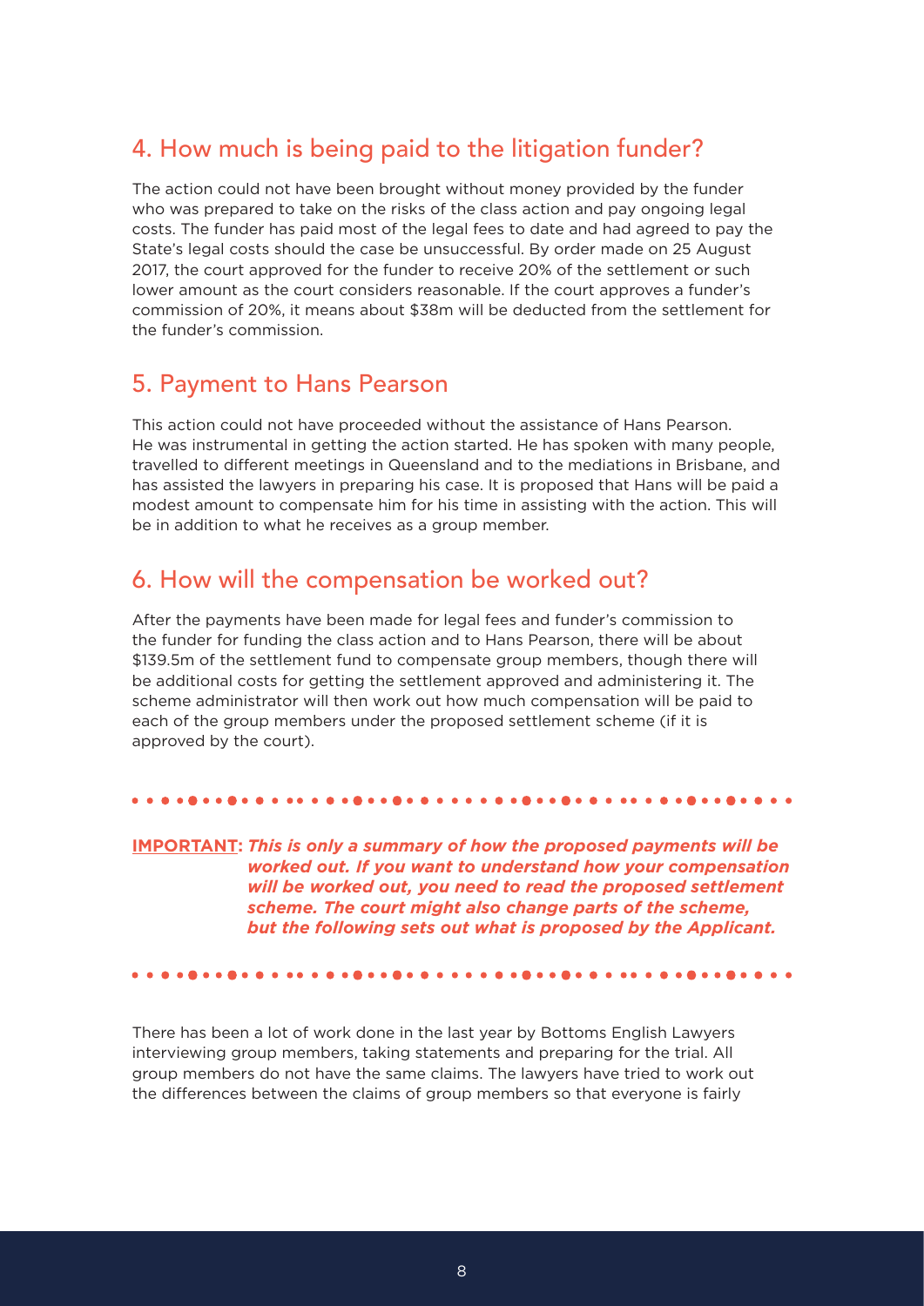## 4. How much is being paid to the litigation funder?

The action could not have been brought without money provided by the funder who was prepared to take on the risks of the class action and pay ongoing legal costs. The funder has paid most of the legal fees to date and had agreed to pay the State's legal costs should the case be unsuccessful. By order made on 25 August 2017, the court approved for the funder to receive 20% of the settlement or such lower amount as the court considers reasonable. If the court approves a funder's commission of 20%, it means about $38m will be deducted from the settlement for the funder's commission.

## 5. Payment to Hans Pearson

This action could not have proceeded without the assistance of Hans Pearson. He was instrumental in getting the action started. He has spoken with many people, travelled to different meetings in Queensland and to the mediations in Brisbane, and has assisted the lawyers in preparing his case. It is proposed that Hans will be paid a modest amount to compensate him for his time in assisting with the action. This will be in addition to what he receives as a group member.

## 6. How will the compensation be worked out?

After the payments have been made for legal fees and funder's commission to the funder for funding the class action and to Hans Pearson, there will be about $139.5m of the settlement fund to compensate group members, though there will be additional costs for getting the settlement approved and administering it. The scheme administrator will then work out how much compensation will be paid to each of the group members under the proposed settlement scheme (if it is approved by the court).

**IMPORTANT:** ***This is only a summary of how the proposed payments will be worked out. If you want to understand how your compensation will be worked out, you need to read the proposed settlement scheme. The court might also change parts of the scheme, but the following sets out what is proposed by the Applicant.***

There has been a lot of work done in the last year by Bottoms English Lawyers interviewing group members, taking statements and preparing for the trial. All group members do not have the same claims. The lawyers have tried to work out the differences between the claims of group members so that everyone is fairly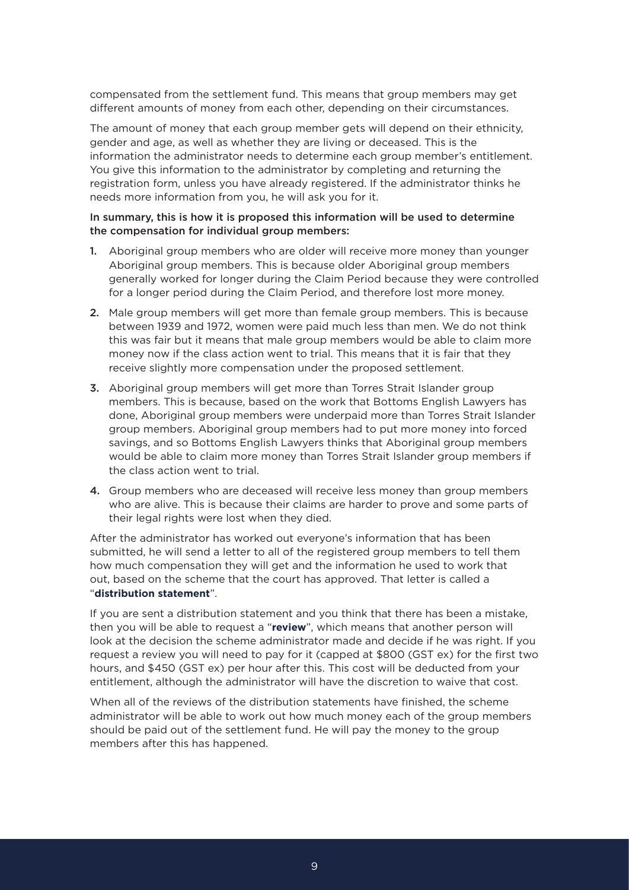compensated from the settlement fund. This means that group members may get different amounts of money from each other, depending on their circumstances.

The amount of money that each group member gets will depend on their ethnicity, gender and age, as well as whether they are living or deceased. This is the information the administrator needs to determine each group member's entitlement. You give this information to the administrator by completing and returning the registration form, unless you have already registered. If the administrator thinks he needs more information from you, he will ask you for it.

In summary, this is how it is proposed this information will be used to determine the compensation for individual group members:

1. Aboriginal group members who are older will receive more money than younger Aboriginal group members. This is because older Aboriginal group members generally worked for longer during the Claim Period because they were controlled for a longer period during the Claim Period, and therefore lost more money.
2. Male group members will get more than female group members. This is because between 1939 and 1972, women were paid much less than men. We do not think this was fair but it means that male group members would be able to claim more money now if the class action went to trial. This means that it is fair that they receive slightly more compensation under the proposed settlement.
3. Aboriginal group members will get more than Torres Strait Islander group members. This is because, based on the work that Bottoms English Lawyers has done, Aboriginal group members were underpaid more than Torres Strait Islander group members. Aboriginal group members had to put more money into forced savings, and so Bottoms English Lawyers thinks that Aboriginal group members would be able to claim more money than Torres Strait Islander group members if the class action went to trial.
4. Group members who are deceased will receive less money than group members who are alive. This is because their claims are harder to prove and some parts of their legal rights were lost when they died.

After the administrator has worked out everyone's information that has been submitted, he will send a letter to all of the registered group members to tell them how much compensation they will get and the information he used to work that out, based on the scheme that the court has approved. That letter is called a "**distribution statement**".

If you are sent a distribution statement and you think that there has been a mistake, then you will be able to request a "**review**", which means that another person will look at the decision the scheme administrator made and decide if he was right. If you request a review you will need to pay for it (capped at $800 (GST ex) for the first two hours, and $450 (GST ex) per hour after this. This cost will be deducted from your entitlement, although the administrator will have the discretion to waive that cost.

When all of the reviews of the distribution statements have finished, the scheme administrator will be able to work out how much money each of the group members should be paid out of the settlement fund. He will pay the money to the group members after this has happened.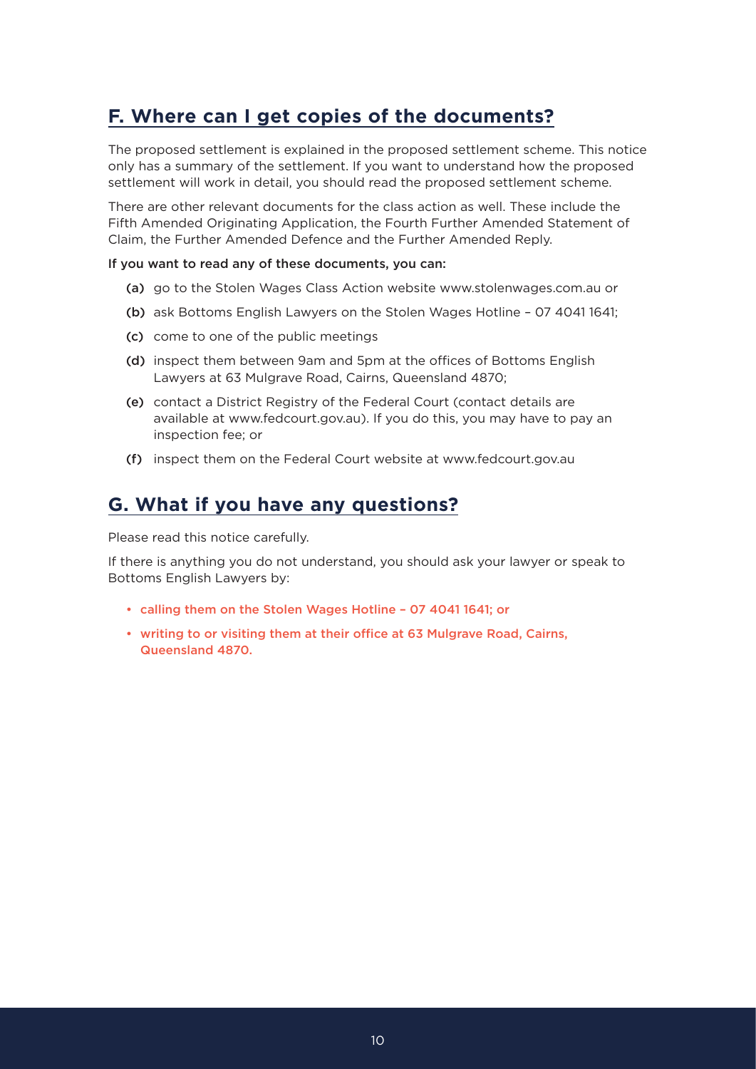## F. Where can I get copies of the documents?

The proposed settlement is explained in the proposed settlement scheme. This notice only has a summary of the settlement. If you want to understand how the proposed settlement will work in detail, you should read the proposed settlement scheme.

There are other relevant documents for the class action as well. These include the Fifth Amended Originating Application, the Fourth Further Amended Statement of Claim, the Further Amended Defence and the Further Amended Reply.

**If you want to read any of these documents, you can:**

(a) go to the Stolen Wages Class Action website www.stolenwages.com.au or

(b) ask Bottoms English Lawyers on the Stolen Wages Hotline – 07 4041 1641;

(c) come to one of the public meetings

(d) inspect them between 9am and 5pm at the offices of Bottoms English Lawyers at 63 Mulgrave Road, Cairns, Queensland 4870;

(e) contact a District Registry of the Federal Court (contact details are available at www.fedcourt.gov.au). If you do this, you may have to pay an inspection fee; or

(f) inspect them on the Federal Court website at www.fedcourt.gov.au

## G. What if you have any questions?

Please read this notice carefully.

If there is anything you do not understand, you should ask your lawyer or speak to Bottoms English Lawyers by:

- **calling them on the Stolen Wages Hotline – 07 4041 1641; or**
- **writing to or visiting them at their office at 63 Mulgrave Road, Cairns, Queensland 4870.**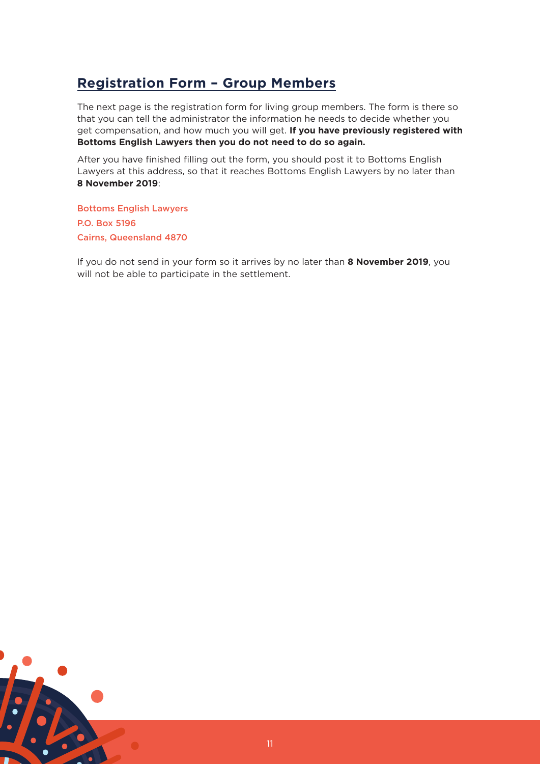## Registration Form – Group Members

The next page is the registration form for living group members. The form is there so that you can tell the administrator the information he needs to decide whether you get compensation, and how much you will get. **If you have previously registered with Bottoms English Lawyers then you do not need to do so again.**

After you have finished filling out the form, you should post it to Bottoms English Lawyers at this address, so that it reaches Bottoms English Lawyers by no later than **8 November 2019**:

Bottoms English Lawyers
P.O. Box 5196
Cairns, Queensland 4870

If you do not send in your form so it arrives by no later than **8 November 2019**, you will not be able to participate in the settlement.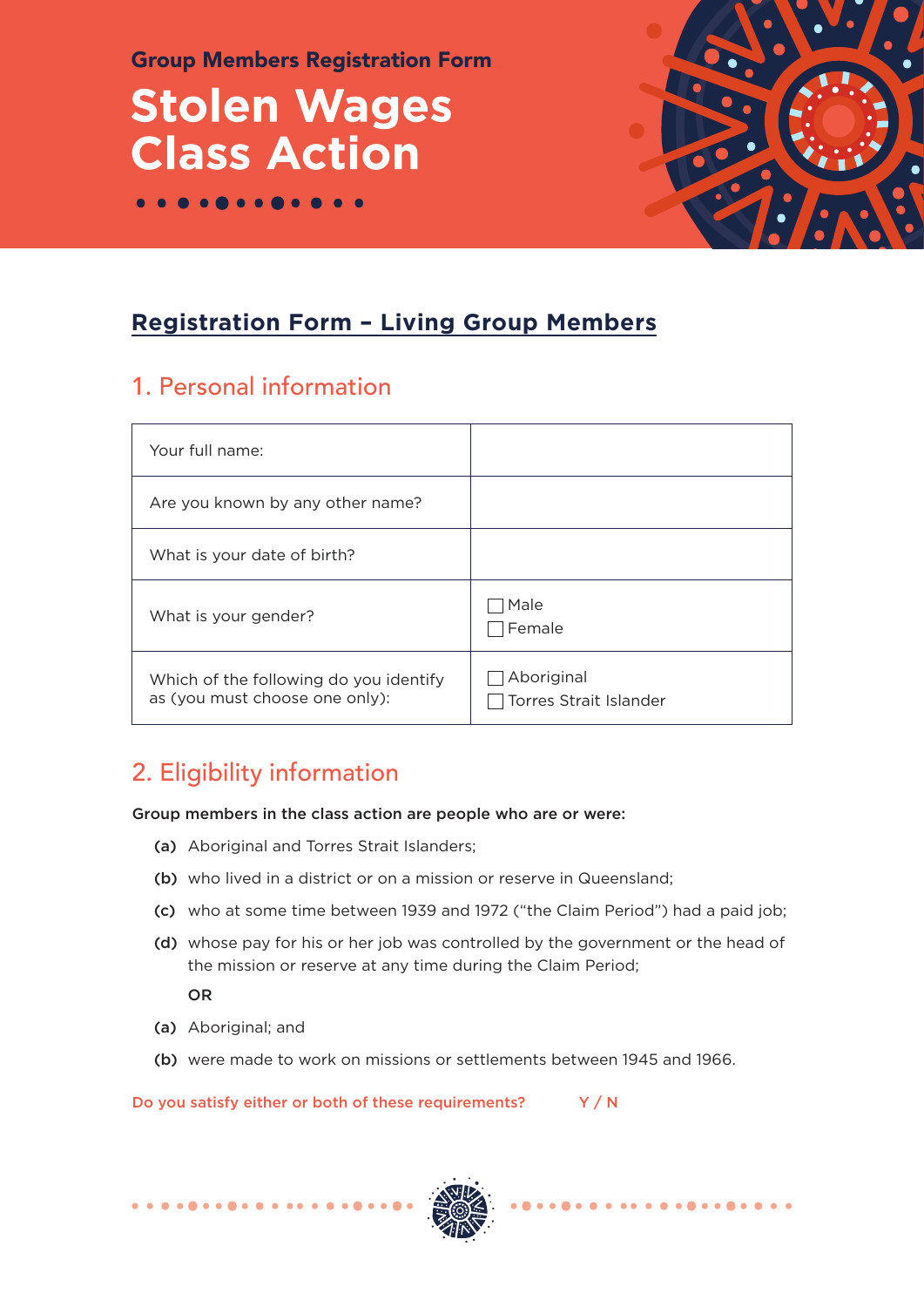Group Members Registration Form

# Stolen Wages Class Action

## Registration Form – Living Group Members

### 1. Personal information

| | |
|---|---|
| Your full name: | |
| Are you known by any other name? | |
| What is your date of birth? | |
| What is your gender? | ☐ Male<br>☐ Female |
| Which of the following do you identify as (you must choose one only): | ☐ Aboriginal<br>☐ Torres Strait Islander |

### 2. Eligibility information

**Group members in the class action are people who are or were:**

**(a)** Aboriginal and Torres Strait Islanders;

**(b)** who lived in a district or on a mission or reserve in Queensland;

**(c)** who at some time between 1939 and 1972 ("the Claim Period") had a paid job;

**(d)** whose pay for his or her job was controlled by the government or the head of the mission or reserve at any time during the Claim Period;

**OR**

**(a)** Aboriginal; and

**(b)** were made to work on missions or settlements between 1945 and 1966.

**Do you satisfy either or both of these requirements? Y / N**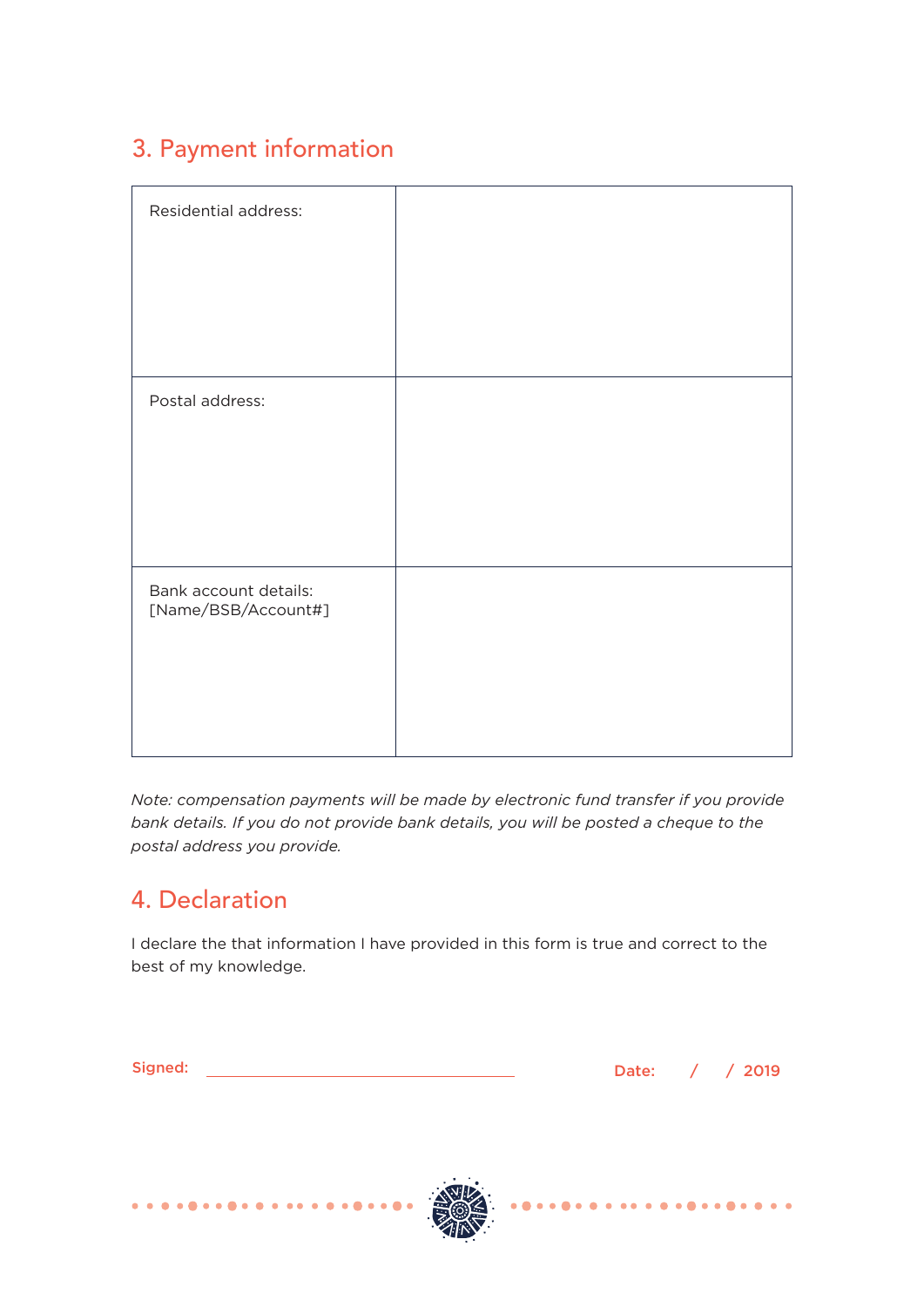## 3. Payment information

| Residential address: | |
| --- | --- |
| Postal address: | |
| Bank account details: [Name/BSB/Account#] | |

*Note: compensation payments will be made by electronic fund transfer if you provide bank details. If you do not provide bank details, you will be posted a cheque to the postal address you provide.*

## 4. Declaration

I declare the that information I have provided in this form is true and correct to the best of my knowledge.

**Signed:** ______________________________ **Date:** / / 2019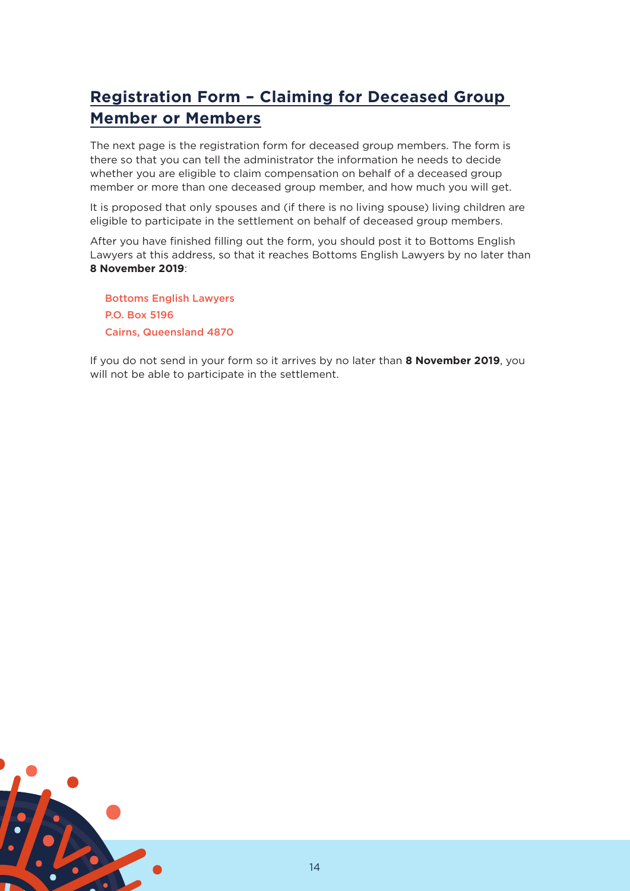## Registration Form – Claiming for Deceased Group Member or Members

The next page is the registration form for deceased group members. The form is there so that you can tell the administrator the information he needs to decide whether you are eligible to claim compensation on behalf of a deceased group member or more than one deceased group member, and how much you will get.

It is proposed that only spouses and (if there is no living spouse) living children are eligible to participate in the settlement on behalf of deceased group members.

After you have finished filling out the form, you should post it to Bottoms English Lawyers at this address, so that it reaches Bottoms English Lawyers by no later than **8 November 2019**:

Bottoms English Lawyers
P.O. Box 5196
Cairns, Queensland 4870

If you do not send in your form so it arrives by no later than **8 November 2019**, you will not be able to participate in the settlement.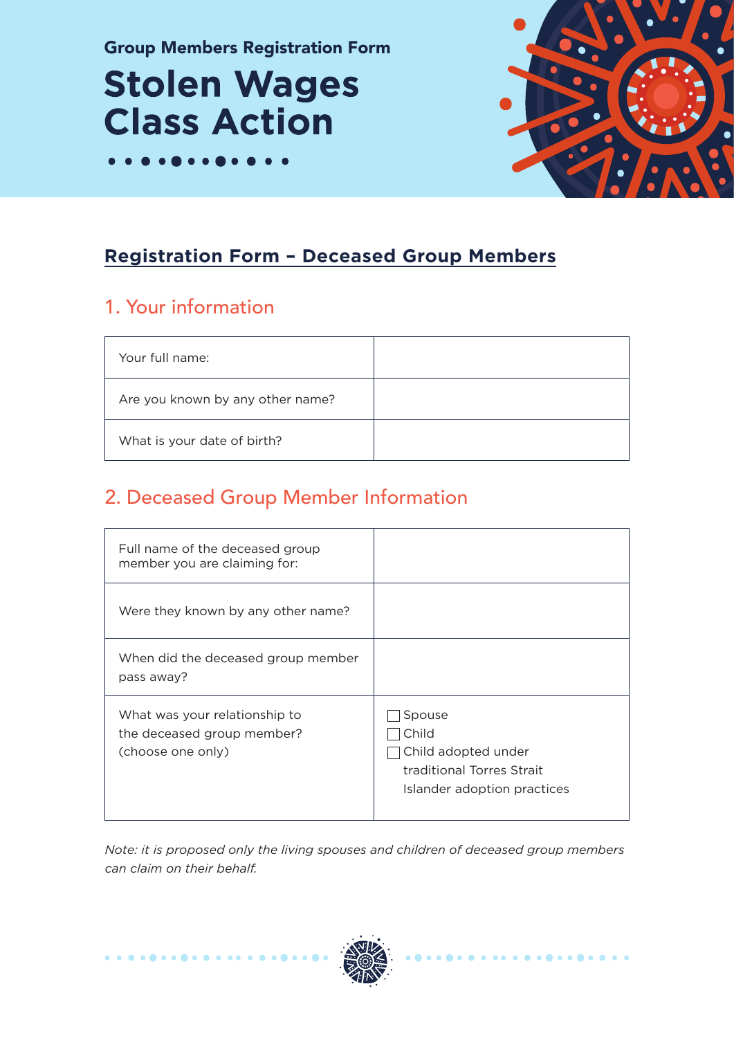Group Members Registration Form

# Stolen Wages Class Action

## Registration Form – Deceased Group Members

### 1. Your information

| | |
|---|---|
| Your full name: | |
| Are you known by any other name? | |
| What is your date of birth? | |

### 2. Deceased Group Member Information

| | |
|---|---|
| Full name of the deceased group member you are claiming for: | |
| Were they known by any other name? | |
| When did the deceased group member pass away? | |
| What was your relationship to the deceased group member? (choose one only) | ☐ Spouse<br>☐ Child<br>☐ Child adopted under traditional Torres Strait Islander adoption practices |

*Note: it is proposed only the living spouses and children of deceased group members can claim on their behalf.*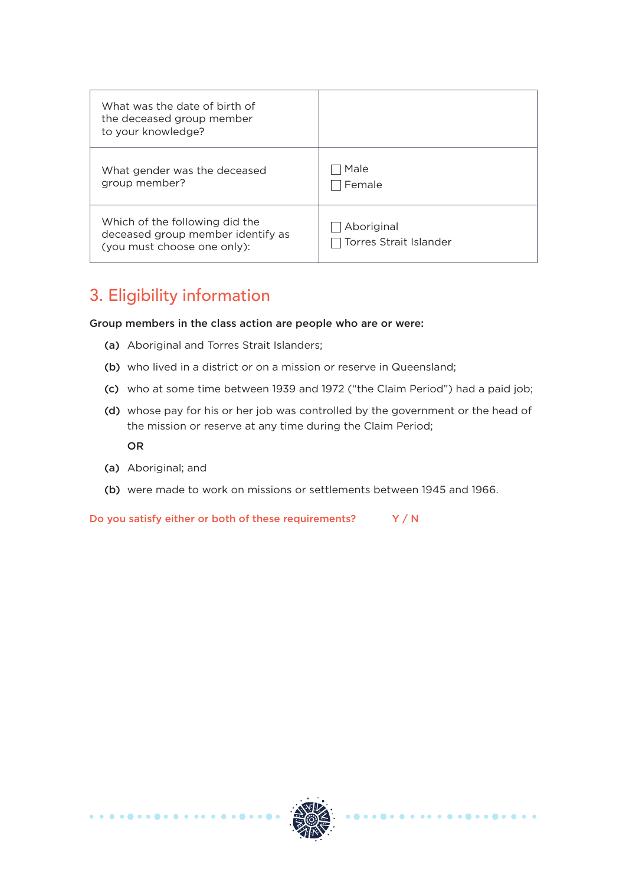| | |
|---|---|
| What was the date of birth of the deceased group member to your knowledge? | |
| What gender was the deceased group member? | ☐ Male<br>☐ Female |
| Which of the following did the deceased group member identify as (you must choose one only): | ☐ Aboriginal<br>☐ Torres Strait Islander |

## 3. Eligibility information

**Group members in the class action are people who are or were:**

**(a)** Aboriginal and Torres Strait Islanders;

**(b)** who lived in a district or on a mission or reserve in Queensland;

**(c)** who at some time between 1939 and 1972 ("the Claim Period") had a paid job;

**(d)** whose pay for his or her job was controlled by the government or the head of the mission or reserve at any time during the Claim Period;

**OR**

**(a)** Aboriginal; and

**(b)** were made to work on missions or settlements between 1945 and 1966.

**Do you satisfy either or both of these requirements? Y / N**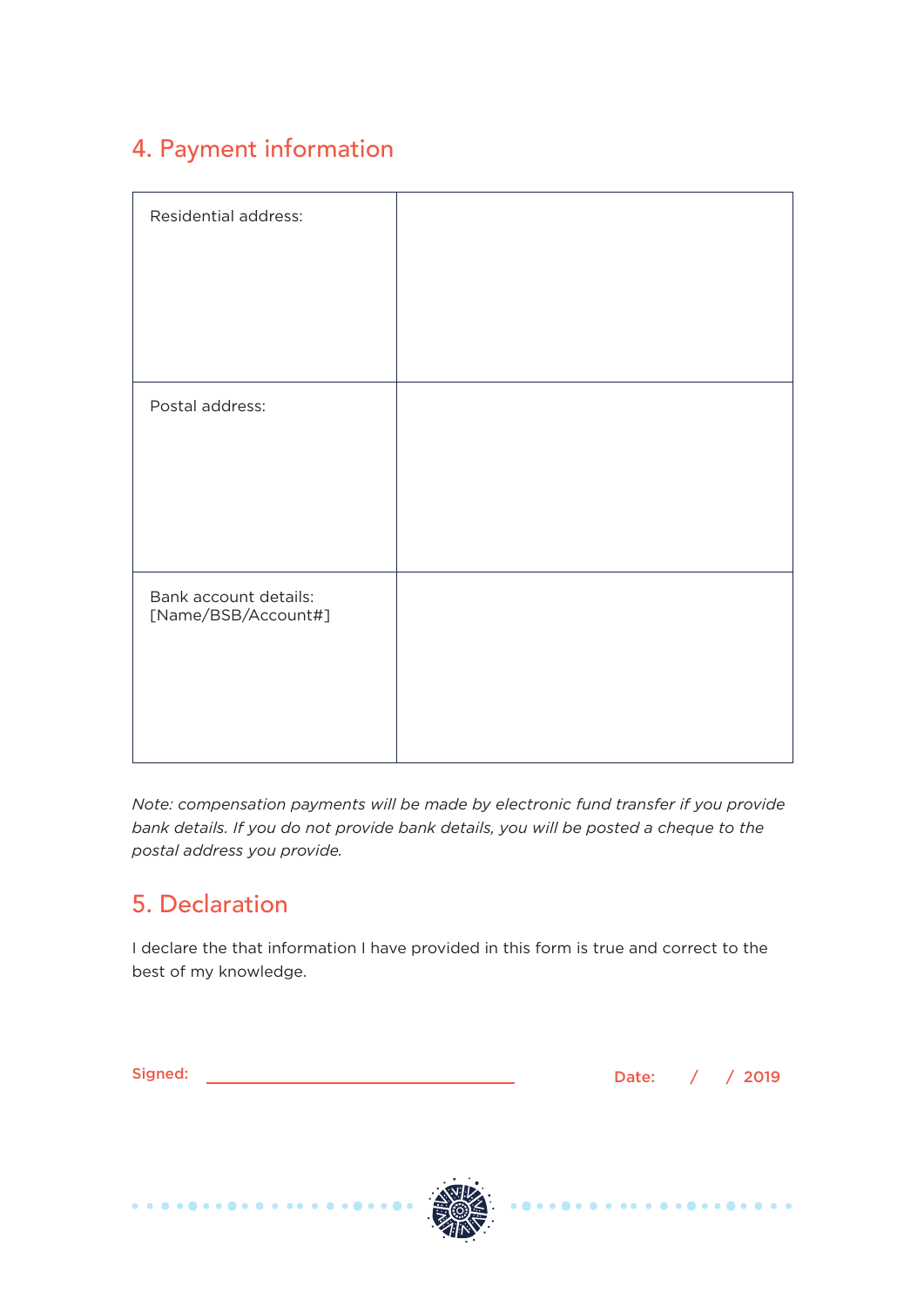## 4. Payment information

| | |
|---|---|
| Residential address: | |
| Postal address: | |
| Bank account details: [Name/BSB/Account#] | |

*Note: compensation payments will be made by electronic fund transfer if you provide bank details. If you do not provide bank details, you will be posted a cheque to the postal address you provide.*

## 5. Declaration

I declare the that information I have provided in this form is true and correct to the best of my knowledge.

**Signed:** ______________________________ **Date:** / / 2019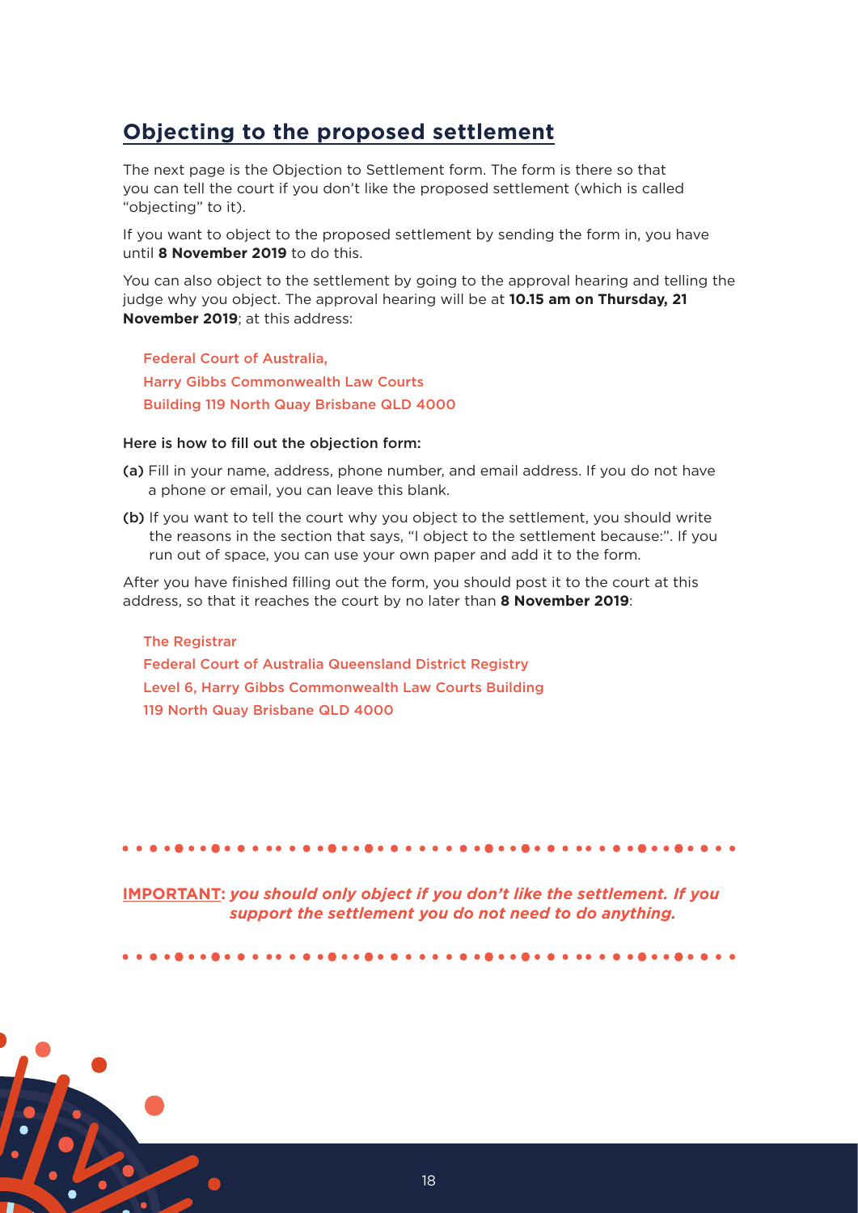## Objecting to the proposed settlement

The next page is the Objection to Settlement form. The form is there so that you can tell the court if you don't like the proposed settlement (which is called "objecting" to it).

If you want to object to the proposed settlement by sending the form in, you have until **8 November 2019** to do this.

You can also object to the settlement by going to the approval hearing and telling the judge why you object. The approval hearing will be at **10.15 am on Thursday, 21 November 2019**; at this address:

Federal Court of Australia,
Harry Gibbs Commonwealth Law Courts
Building 119 North Quay Brisbane QLD 4000

Here is how to fill out the objection form:

(a) Fill in your name, address, phone number, and email address. If you do not have a phone or email, you can leave this blank.

(b) If you want to tell the court why you object to the settlement, you should write the reasons in the section that says, "I object to the settlement because:". If you run out of space, you can use your own paper and add it to the form.

After you have finished filling out the form, you should post it to the court at this address, so that it reaches the court by no later than **8 November 2019**:

The Registrar
Federal Court of Australia Queensland District Registry
Level 6, Harry Gibbs Commonwealth Law Courts Building
119 North Quay Brisbane QLD 4000

**IMPORTANT:** ***you should only object if you don't like the settlement. If you support the settlement you do not need to do anything.***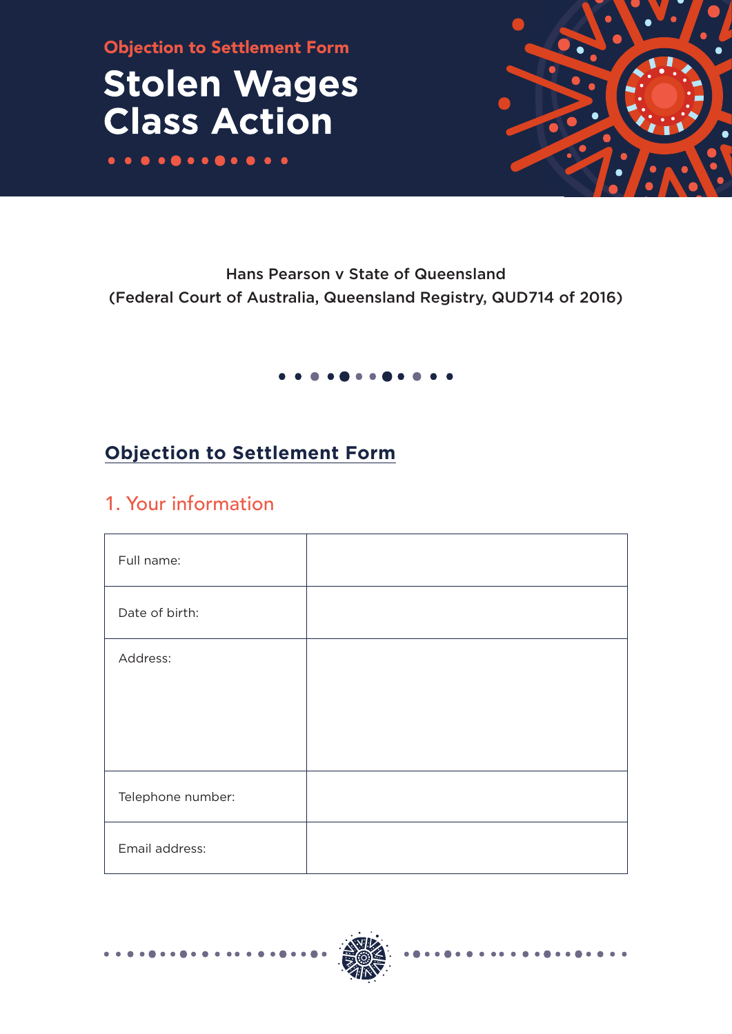Objection to Settlement Form

# Stolen Wages Class Action

Hans Pearson v State of Queensland
(Federal Court of Australia, Queensland Registry, QUD714 of 2016)

## Objection to Settlement Form

### 1. Your information

| Full name: | |
|---|---|
| Date of birth: | |
| Address: | |
| Telephone number: | |
| Email address: | |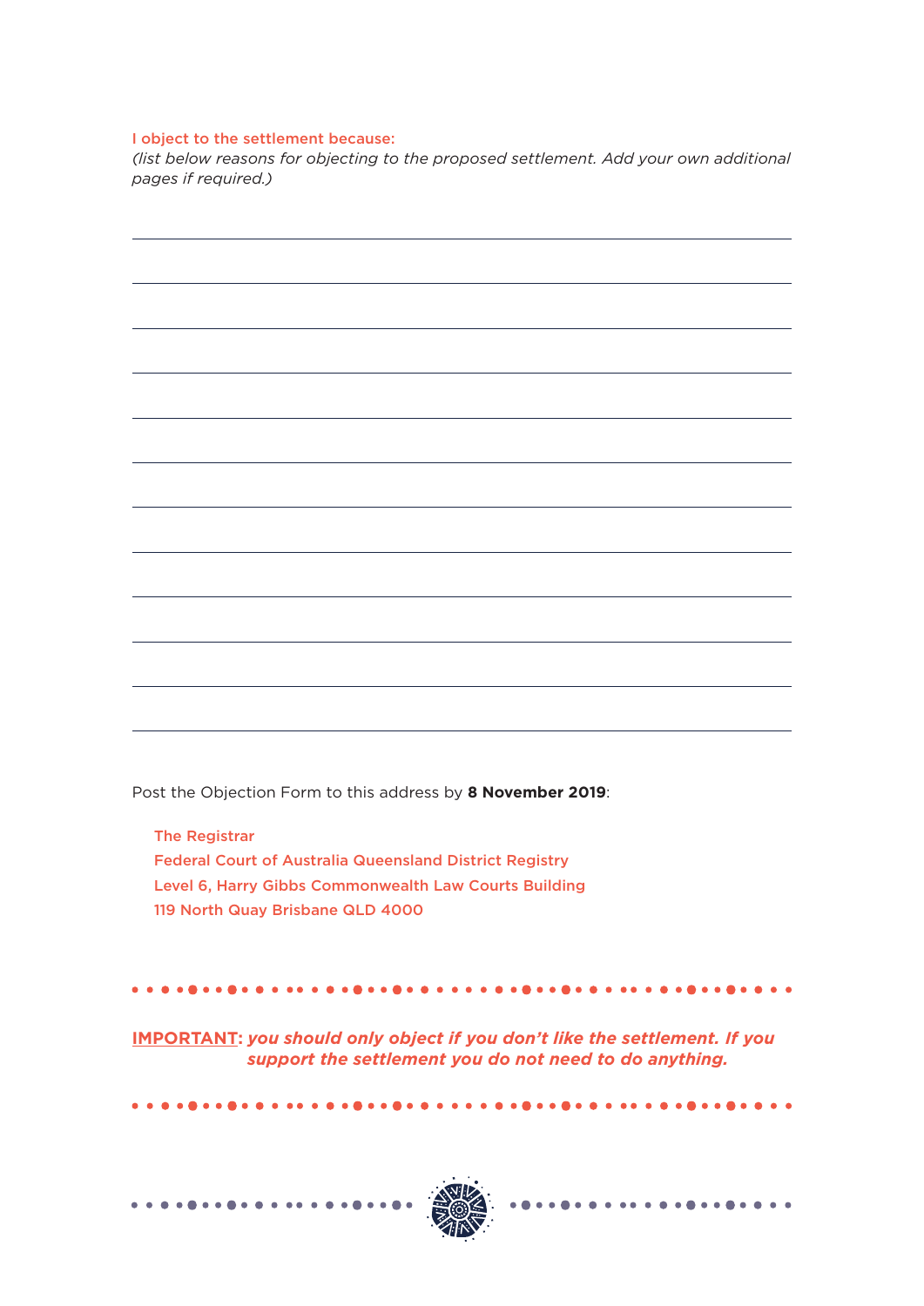I object to the settlement because:

*(list below reasons for objecting to the proposed settlement. Add your own additional pages if required.)*

\_\_\_\_\_\_\_\_\_\_\_\_\_\_\_\_\_\_\_\_\_\_\_\_\_\_\_\_\_\_\_\_\_\_\_\_\_\_\_\_\_\_\_\_\_\_\_\_\_\_\_\_\_\_\_\_\_\_\_\_

\_\_\_\_\_\_\_\_\_\_\_\_\_\_\_\_\_\_\_\_\_\_\_\_\_\_\_\_\_\_\_\_\_\_\_\_\_\_\_\_\_\_\_\_\_\_\_\_\_\_\_\_\_\_\_\_\_\_\_\_

\_\_\_\_\_\_\_\_\_\_\_\_\_\_\_\_\_\_\_\_\_\_\_\_\_\_\_\_\_\_\_\_\_\_\_\_\_\_\_\_\_\_\_\_\_\_\_\_\_\_\_\_\_\_\_\_\_\_\_\_

\_\_\_\_\_\_\_\_\_\_\_\_\_\_\_\_\_\_\_\_\_\_\_\_\_\_\_\_\_\_\_\_\_\_\_\_\_\_\_\_\_\_\_\_\_\_\_\_\_\_\_\_\_\_\_\_\_\_\_\_

\_\_\_\_\_\_\_\_\_\_\_\_\_\_\_\_\_\_\_\_\_\_\_\_\_\_\_\_\_\_\_\_\_\_\_\_\_\_\_\_\_\_\_\_\_\_\_\_\_\_\_\_\_\_\_\_\_\_\_\_

\_\_\_\_\_\_\_\_\_\_\_\_\_\_\_\_\_\_\_\_\_\_\_\_\_\_\_\_\_\_\_\_\_\_\_\_\_\_\_\_\_\_\_\_\_\_\_\_\_\_\_\_\_\_\_\_\_\_\_\_

\_\_\_\_\_\_\_\_\_\_\_\_\_\_\_\_\_\_\_\_\_\_\_\_\_\_\_\_\_\_\_\_\_\_\_\_\_\_\_\_\_\_\_\_\_\_\_\_\_\_\_\_\_\_\_\_\_\_\_\_

\_\_\_\_\_\_\_\_\_\_\_\_\_\_\_\_\_\_\_\_\_\_\_\_\_\_\_\_\_\_\_\_\_\_\_\_\_\_\_\_\_\_\_\_\_\_\_\_\_\_\_\_\_\_\_\_\_\_\_\_

\_\_\_\_\_\_\_\_\_\_\_\_\_\_\_\_\_\_\_\_\_\_\_\_\_\_\_\_\_\_\_\_\_\_\_\_\_\_\_\_\_\_\_\_\_\_\_\_\_\_\_\_\_\_\_\_\_\_\_\_

\_\_\_\_\_\_\_\_\_\_\_\_\_\_\_\_\_\_\_\_\_\_\_\_\_\_\_\_\_\_\_\_\_\_\_\_\_\_\_\_\_\_\_\_\_\_\_\_\_\_\_\_\_\_\_\_\_\_\_\_

\_\_\_\_\_\_\_\_\_\_\_\_\_\_\_\_\_\_\_\_\_\_\_\_\_\_\_\_\_\_\_\_\_\_\_\_\_\_\_\_\_\_\_\_\_\_\_\_\_\_\_\_\_\_\_\_\_\_\_\_

\_\_\_\_\_\_\_\_\_\_\_\_\_\_\_\_\_\_\_\_\_\_\_\_\_\_\_\_\_\_\_\_\_\_\_\_\_\_\_\_\_\_\_\_\_\_\_\_\_\_\_\_\_\_\_\_\_\_\_\_

Post the Objection Form to this address by **8 November 2019**:

The Registrar
Federal Court of Australia Queensland District Registry
Level 6, Harry Gibbs Commonwealth Law Courts Building
119 North Quay Brisbane QLD 4000

**IMPORTANT:** ***you should only object if you don't like the settlement. If you support the settlement you do not need to do anything.***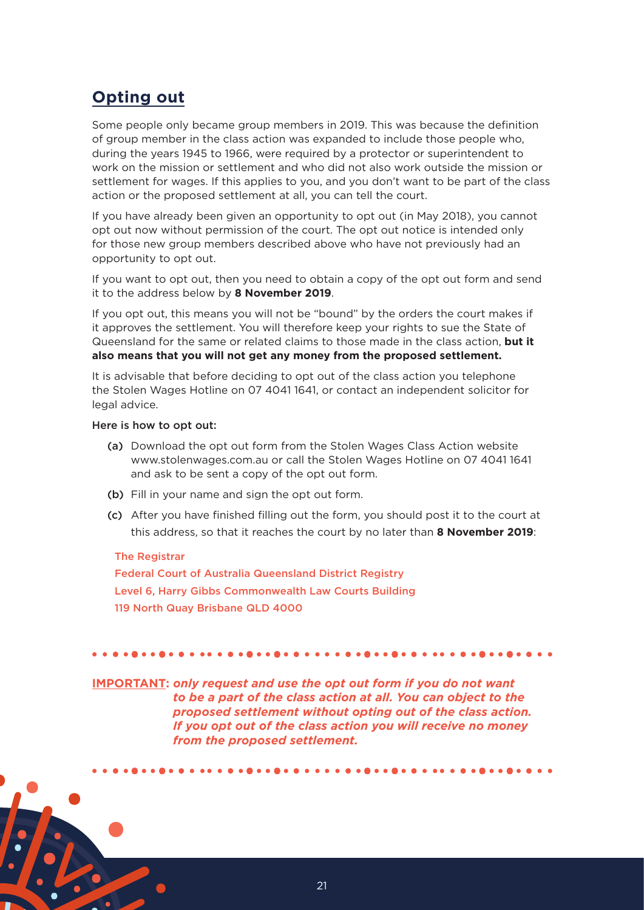## Opting out

Some people only became group members in 2019. This was because the definition of group member in the class action was expanded to include those people who, during the years 1945 to 1966, were required by a protector or superintendent to work on the mission or settlement and who did not also work outside the mission or settlement for wages. If this applies to you, and you don't want to be part of the class action or the proposed settlement at all, you can tell the court.

If you have already been given an opportunity to opt out (in May 2018), you cannot opt out now without permission of the court. The opt out notice is intended only for those new group members described above who have not previously had an opportunity to opt out.

If you want to opt out, then you need to obtain a copy of the opt out form and send it to the address below by **8 November 2019**.

If you opt out, this means you will not be "bound" by the orders the court makes if it approves the settlement. You will therefore keep your rights to sue the State of Queensland for the same or related claims to those made in the class action, **but it also means that you will not get any money from the proposed settlement.**

It is advisable that before deciding to opt out of the class action you telephone the Stolen Wages Hotline on 07 4041 1641, or contact an independent solicitor for legal advice.

Here is how to opt out:

(a) Download the opt out form from the Stolen Wages Class Action website www.stolenwages.com.au or call the Stolen Wages Hotline on 07 4041 1641 and ask to be sent a copy of the opt out form.

(b) Fill in your name and sign the opt out form.

(c) After you have finished filling out the form, you should post it to the court at this address, so that it reaches the court by no later than **8 November 2019**:

The Registrar
Federal Court of Australia Queensland District Registry
Level 6, Harry Gibbs Commonwealth Law Courts Building
119 North Quay Brisbane QLD 4000

**IMPORTANT:** ***only request and use the opt out form if you do not want to be a part of the class action at all. You can object to the proposed settlement without opting out of the class action. If you opt out of the class action you will receive no money from the proposed settlement.***